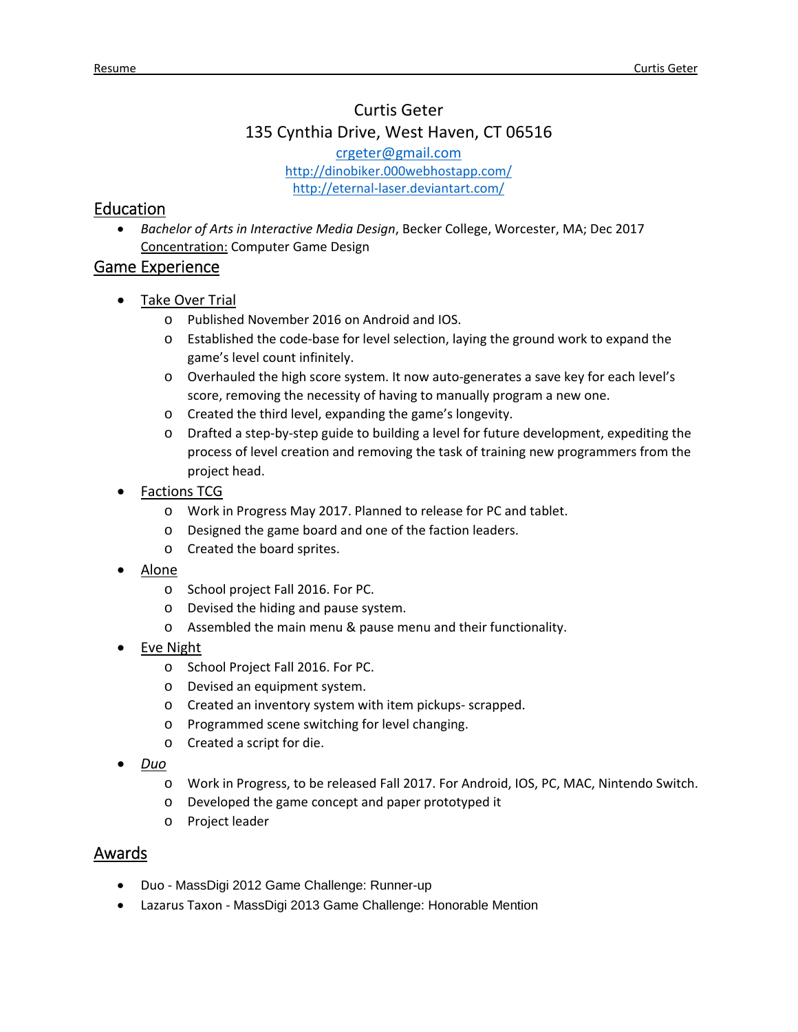# Curtis Geter

135 Cynthia Drive, West Haven, CT 06516

crgeter@gmail.com

http://dinobiker.000webhostapp.com/

http://eternal-laser.deviantart.com/

## Education

- *Bachelor of Arts in Interactive Media Design*, Becker College, Worcester, MA; Dec 2017
  Concentration: Computer Game Design

## Game Experience

- Take Over Trial
  - Published November 2016 on Android and IOS.
  - Established the code-base for level selection, laying the ground work to expand the game's level count infinitely.
  - Overhauled the high score system. It now auto-generates a save key for each level's score, removing the necessity of having to manually program a new one.
  - Created the third level, expanding the game's longevity.
  - Drafted a step-by-step guide to building a level for future development, expediting the process of level creation and removing the task of training new programmers from the project head.
- Factions TCG
  - Work in Progress May 2017. Planned to release for PC and tablet.
  - Designed the game board and one of the faction leaders.
  - Created the board sprites.
- Alone
  - School project Fall 2016. For PC.
  - Devised the hiding and pause system.
  - Assembled the main menu & pause menu and their functionality.
- Eve Night
  - School Project Fall 2016. For PC.
  - Devised an equipment system.
  - Created an inventory system with item pickups- scrapped.
  - Programmed scene switching for level changing.
  - Created a script for die.
- *Duo*
  - Work in Progress, to be released Fall 2017. For Android, IOS, PC, MAC, Nintendo Switch.
  - Developed the game concept and paper prototyped it
  - Project leader

## Awards

- Duo - MassDigi 2012 Game Challenge: Runner-up
- Lazarus Taxon - MassDigi 2013 Game Challenge: Honorable Mention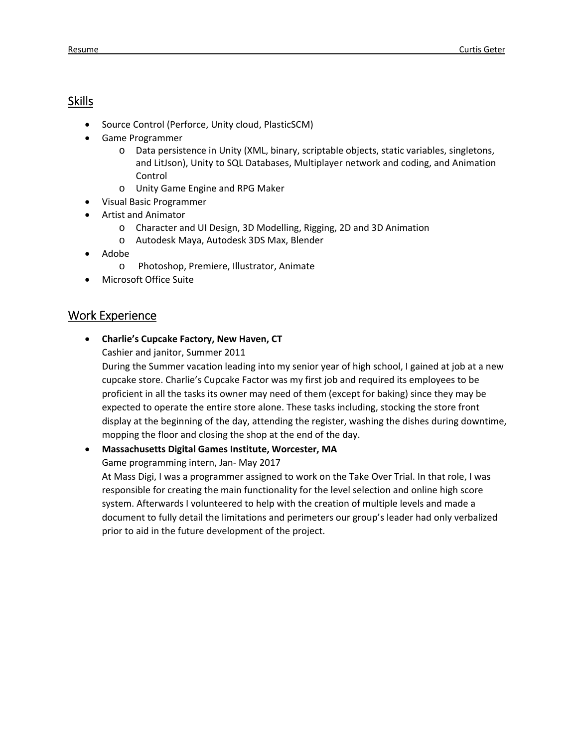## Skills

- Source Control (Perforce, Unity cloud, PlasticSCM)
- Game Programmer
  - Data persistence in Unity (XML, binary, scriptable objects, static variables, singletons, and LitJson), Unity to SQL Databases, Multiplayer network and coding, and Animation Control
  - Unity Game Engine and RPG Maker
- Visual Basic Programmer
- Artist and Animator
  - Character and UI Design, 3D Modelling, Rigging, 2D and 3D Animation
  - Autodesk Maya, Autodesk 3DS Max, Blender
- Adobe
  - Photoshop, Premiere, Illustrator, Animate
- Microsoft Office Suite

## Work Experience

- **Charlie's Cupcake Factory, New Haven, CT**
  Cashier and janitor, Summer 2011
  During the Summer vacation leading into my senior year of high school, I gained at job at a new cupcake store. Charlie's Cupcake Factor was my first job and required its employees to be proficient in all the tasks its owner may need of them (except for baking) since they may be expected to operate the entire store alone. These tasks including, stocking the store front display at the beginning of the day, attending the register, washing the dishes during downtime, mopping the floor and closing the shop at the end of the day.
- **Massachusetts Digital Games Institute, Worcester, MA**
  Game programming intern, Jan- May 2017
  At Mass Digi, I was a programmer assigned to work on the Take Over Trial. In that role, I was responsible for creating the main functionality for the level selection and online high score system. Afterwards I volunteered to help with the creation of multiple levels and made a document to fully detail the limitations and perimeters our group's leader had only verbalized prior to aid in the future development of the project.